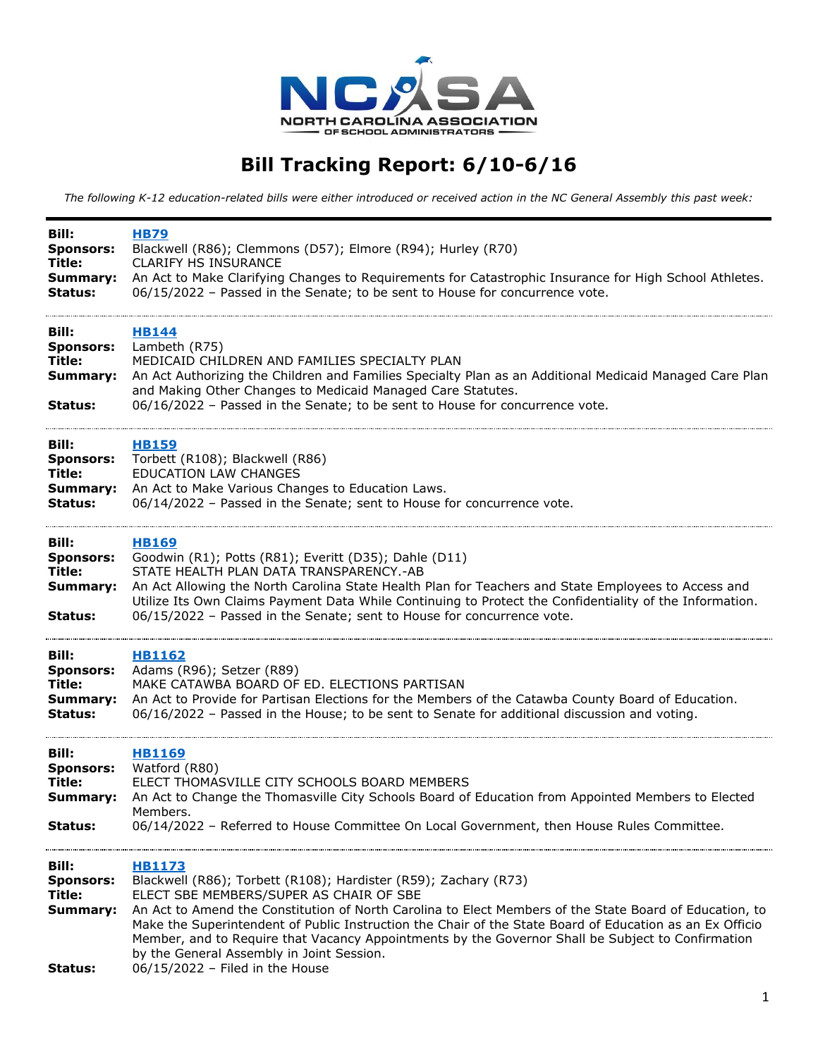NC ASA
NORTH CAROLINA ASSOCIATION OF SCHOOL ADMINISTRATORS

# Bill Tracking Report: 6/10-6/16

*The following K-12 education-related bills were either introduced or received action in the NC General Assembly this past week:*

---

**Bill:** HB79
**Sponsors:** Blackwell (R86); Clemmons (D57); Elmore (R94); Hurley (R70)
**Title:** CLARIFY HS INSURANCE
**Summary:** An Act to Make Clarifying Changes to Requirements for Catastrophic Insurance for High School Athletes.
**Status:** 06/15/2022 – Passed in the Senate; to be sent to House for concurrence vote.

---

**Bill:** HB144
**Sponsors:** Lambeth (R75)
**Title:** MEDICAID CHILDREN AND FAMILIES SPECIALTY PLAN
**Summary:** An Act Authorizing the Children and Families Specialty Plan as an Additional Medicaid Managed Care Plan and Making Other Changes to Medicaid Managed Care Statutes.
**Status:** 06/16/2022 – Passed in the Senate; to be sent to House for concurrence vote.

---

**Bill:** HB159
**Sponsors:** Torbett (R108); Blackwell (R86)
**Title:** EDUCATION LAW CHANGES
**Summary:** An Act to Make Various Changes to Education Laws.
**Status:** 06/14/2022 – Passed in the Senate; sent to House for concurrence vote.

---

**Bill:** HB169
**Sponsors:** Goodwin (R1); Potts (R81); Everitt (D35); Dahle (D11)
**Title:** STATE HEALTH PLAN DATA TRANSPARENCY.-AB
**Summary:** An Act Allowing the North Carolina State Health Plan for Teachers and State Employees to Access and Utilize Its Own Claims Payment Data While Continuing to Protect the Confidentiality of the Information.
**Status:** 06/15/2022 – Passed in the Senate; sent to House for concurrence vote.

---

**Bill:** HB1162
**Sponsors:** Adams (R96); Setzer (R89)
**Title:** MAKE CATAWBA BOARD OF ED. ELECTIONS PARTISAN
**Summary:** An Act to Provide for Partisan Elections for the Members of the Catawba County Board of Education.
**Status:** 06/16/2022 – Passed in the House; to be sent to Senate for additional discussion and voting.

---

**Bill:** HB1169
**Sponsors:** Watford (R80)
**Title:** ELECT THOMASVILLE CITY SCHOOLS BOARD MEMBERS
**Summary:** An Act to Change the Thomasville City Schools Board of Education from Appointed Members to Elected Members.
**Status:** 06/14/2022 – Referred to House Committee On Local Government, then House Rules Committee.

---

**Bill:** HB1173
**Sponsors:** Blackwell (R86); Torbett (R108); Hardister (R59); Zachary (R73)
**Title:** ELECT SBE MEMBERS/SUPER AS CHAIR OF SBE
**Summary:** An Act to Amend the Constitution of North Carolina to Elect Members of the State Board of Education, to Make the Superintendent of Public Instruction the Chair of the State Board of Education as an Ex Officio Member, and to Require that Vacancy Appointments by the Governor Shall be Subject to Confirmation by the General Assembly in Joint Session.
**Status:** 06/15/2022 – Filed in the House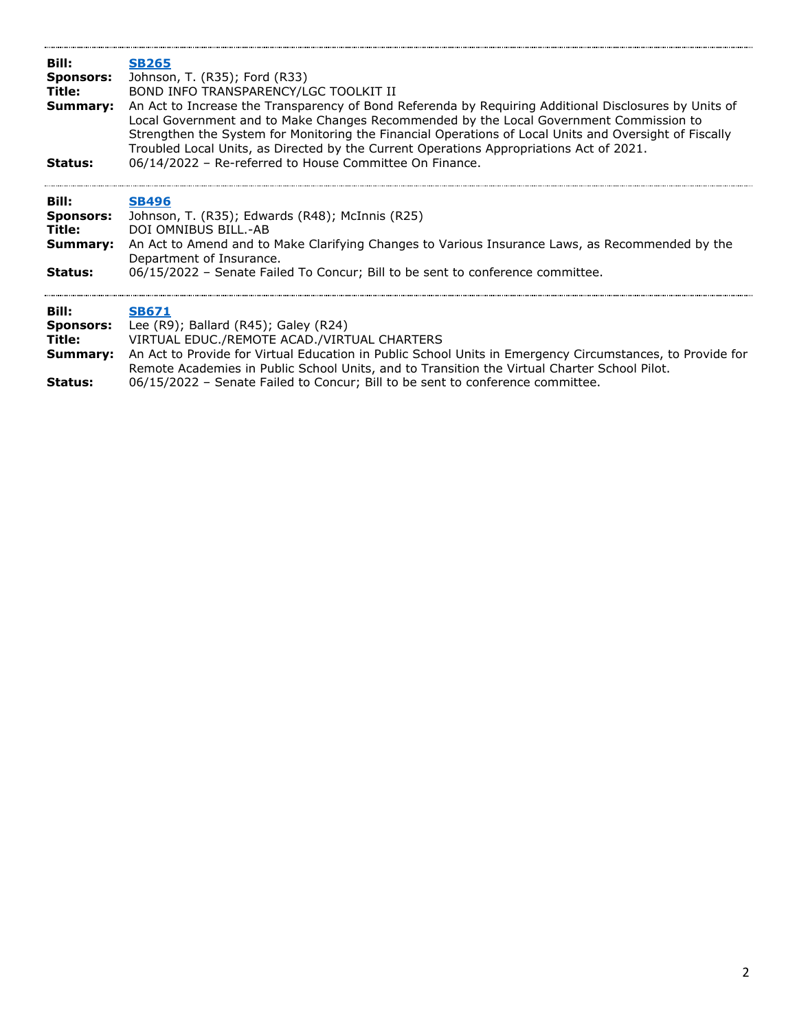**Bill:** **SB265**
**Sponsors:** Johnson, T. (R35); Ford (R33)
**Title:** BOND INFO TRANSPARENCY/LGC TOOLKIT II
**Summary:** An Act to Increase the Transparency of Bond Referenda by Requiring Additional Disclosures by Units of Local Government and to Make Changes Recommended by the Local Government Commission to Strengthen the System for Monitoring the Financial Operations of Local Units and Oversight of Fiscally Troubled Local Units, as Directed by the Current Operations Appropriations Act of 2021.
**Status:** 06/14/2022 – Re-referred to House Committee On Finance.

---

**Bill:** **SB496**
**Sponsors:** Johnson, T. (R35); Edwards (R48); McInnis (R25)
**Title:** DOI OMNIBUS BILL.-AB
**Summary:** An Act to Amend and to Make Clarifying Changes to Various Insurance Laws, as Recommended by the Department of Insurance.
**Status:** 06/15/2022 – Senate Failed To Concur; Bill to be sent to conference committee.

---

**Bill:** **SB671**
**Sponsors:** Lee (R9); Ballard (R45); Galey (R24)
**Title:** VIRTUAL EDUC./REMOTE ACAD./VIRTUAL CHARTERS
**Summary:** An Act to Provide for Virtual Education in Public School Units in Emergency Circumstances, to Provide for Remote Academies in Public School Units, and to Transition the Virtual Charter School Pilot.
**Status:** 06/15/2022 – Senate Failed to Concur; Bill to be sent to conference committee.